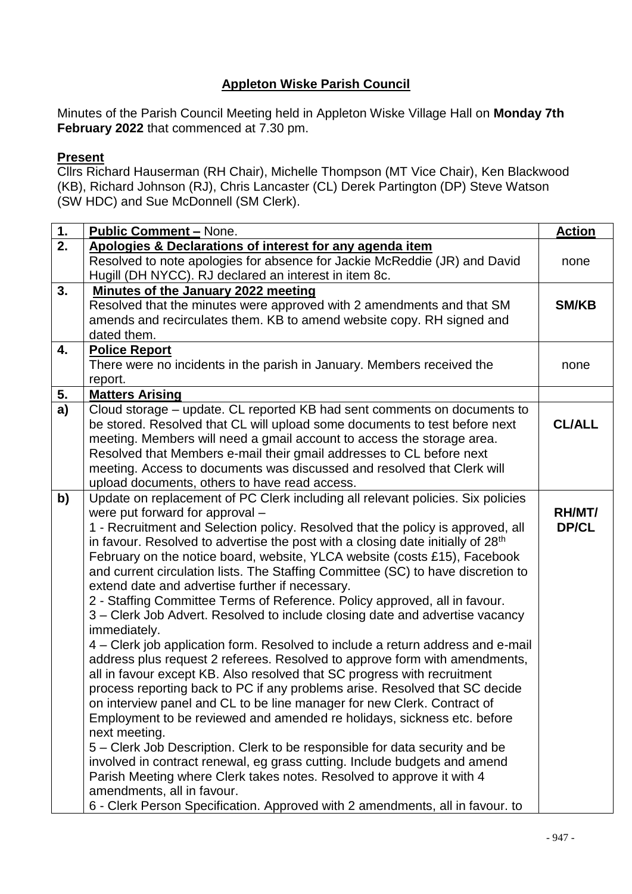## Appleton Wiske Parish Council

Minutes of the Parish Council Meeting held in Appleton Wiske Village Hall on **Monday 7th February 2022** that commenced at 7.30 pm.

**Present**

Cllrs Richard Hauserman (RH Chair), Michelle Thompson (MT Vice Chair), Ken Blackwood (KB), Richard Johnson (RJ), Chris Lancaster (CL) Derek Partington (DP) Steve Watson (SW HDC) and Sue McDonnell (SM Clerk).

| **1.** | **Public Comment –** None. | **Action** |
|---|---|---|
| **2.** | **Apologies & Declarations of interest for any agenda item**<br>Resolved to note apologies for absence for Jackie McReddie (JR) and David Hugill (DH NYCC). RJ declared an interest in item 8c. | none |
| **3.** | **Minutes of the January 2022 meeting**<br>Resolved that the minutes were approved with 2 amendments and that SM amends and recirculates them. KB to amend website copy. RH signed and dated them. | **SM/KB** |
| **4.** | **Police Report**<br>There were no incidents in the parish in January. Members received the report. | none |
| **5.** | **Matters Arising** | |
| **a)** | Cloud storage – update. CL reported KB had sent comments on documents to be stored. Resolved that CL will upload some documents to test before next meeting. Members will need a gmail account to access the storage area. Resolved that Members e-mail their gmail addresses to CL before next meeting. Access to documents was discussed and resolved that Clerk will upload documents, others to have read access. | **CL/ALL** |
| **b)** | Update on replacement of PC Clerk including all relevant policies. Six policies were put forward for approval –<br>1 - Recruitment and Selection policy. Resolved that the policy is approved, all in favour. Resolved to advertise the post with a closing date initially of 28th February on the notice board, website, YLCA website (costs £15), Facebook and current circulation lists. The Staffing Committee (SC) to have discretion to extend date and advertise further if necessary.<br>2 - Staffing Committee Terms of Reference. Policy approved, all in favour.<br>3 – Clerk Job Advert. Resolved to include closing date and advertise vacancy immediately.<br>4 – Clerk job application form. Resolved to include a return address and e-mail address plus request 2 referees. Resolved to approve form with amendments, all in favour except KB. Also resolved that SC progress with recruitment process reporting back to PC if any problems arise. Resolved that SC decide on interview panel and CL to be line manager for new Clerk. Contract of Employment to be reviewed and amended re holidays, sickness etc. before next meeting.<br>5 – Clerk Job Description. Clerk to be responsible for data security and be involved in contract renewal, eg grass cutting. Include budgets and amend Parish Meeting where Clerk takes notes. Resolved to approve it with 4 amendments, all in favour.<br>6 - Clerk Person Specification. Approved with 2 amendments, all in favour. to | **RH/MT/ DP/CL** |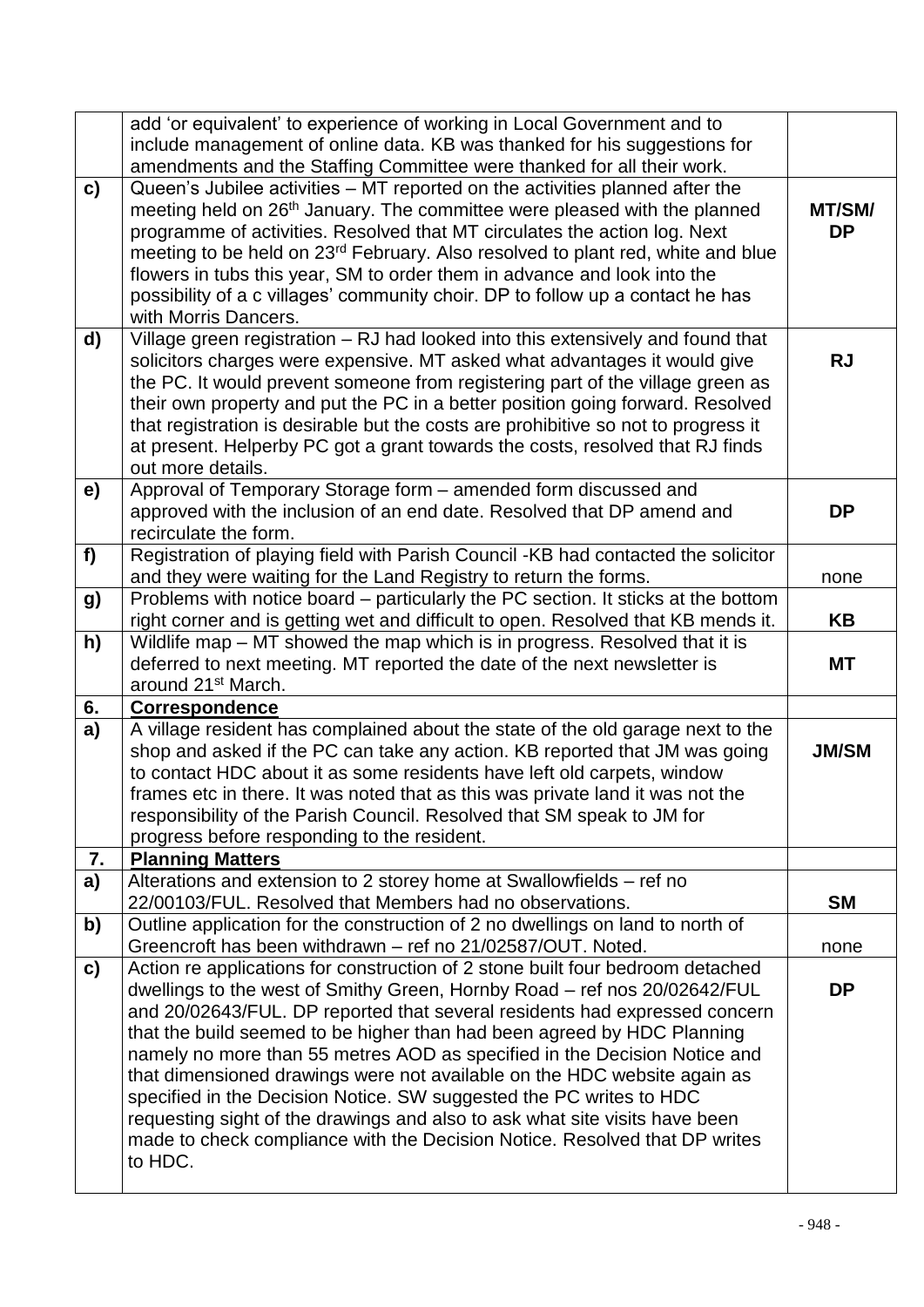| | | |
|---|---|---|
| | add 'or equivalent' to experience of working in Local Government and to include management of online data. KB was thanked for his suggestions for amendments and the Staffing Committee were thanked for all their work. | |
| **c)** | Queen's Jubilee activities – MT reported on the activities planned after the meeting held on 26th January. The committee were pleased with the planned programme of activities. Resolved that MT circulates the action log. Next meeting to be held on 23rd February. Also resolved to plant red, white and blue flowers in tubs this year, SM to order them in advance and look into the possibility of a c villages' community choir. DP to follow up a contact he has with Morris Dancers. | **MT/SM/ DP** |
| **d)** | Village green registration – RJ had looked into this extensively and found that solicitors charges were expensive. MT asked what advantages it would give the PC. It would prevent someone from registering part of the village green as their own property and put the PC in a better position going forward. Resolved that registration is desirable but the costs are prohibitive so not to progress it at present. Helperby PC got a grant towards the costs, resolved that RJ finds out more details. | **RJ** |
| **e)** | Approval of Temporary Storage form – amended form discussed and approved with the inclusion of an end date. Resolved that DP amend and recirculate the form. | **DP** |
| **f)** | Registration of playing field with Parish Council -KB had contacted the solicitor and they were waiting for the Land Registry to return the forms. | none |
| **g)** | Problems with notice board – particularly the PC section. It sticks at the bottom right corner and is getting wet and difficult to open. Resolved that KB mends it. | **KB** |
| **h)** | Wildlife map – MT showed the map which is in progress. Resolved that it is deferred to next meeting. MT reported the date of the next newsletter is around 21st March. | **MT** |
| **6.** | **Correspondence** | |
| **a)** | A village resident has complained about the state of the old garage next to the shop and asked if the PC can take any action. KB reported that JM was going to contact HDC about it as some residents have left old carpets, window frames etc in there. It was noted that as this was private land it was not the responsibility of the Parish Council. Resolved that SM speak to JM for progress before responding to the resident. | **JM/SM** |
| **7.** | **Planning Matters** | |
| **a)** | Alterations and extension to 2 storey home at Swallowfields – ref no 22/00103/FUL. Resolved that Members had no observations. | **SM** |
| **b)** | Outline application for the construction of 2 no dwellings on land to north of Greencroft has been withdrawn – ref no 21/02587/OUT. Noted. | none |
| **c)** | Action re applications for construction of 2 stone built four bedroom detached dwellings to the west of Smithy Green, Hornby Road – ref nos 20/02642/FUL and 20/02643/FUL. DP reported that several residents had expressed concern that the build seemed to be higher than had been agreed by HDC Planning namely no more than 55 metres AOD as specified in the Decision Notice and that dimensioned drawings were not available on the HDC website again as specified in the Decision Notice. SW suggested the PC writes to HDC requesting sight of the drawings and also to ask what site visits have been made to check compliance with the Decision Notice. Resolved that DP writes to HDC. | **DP** |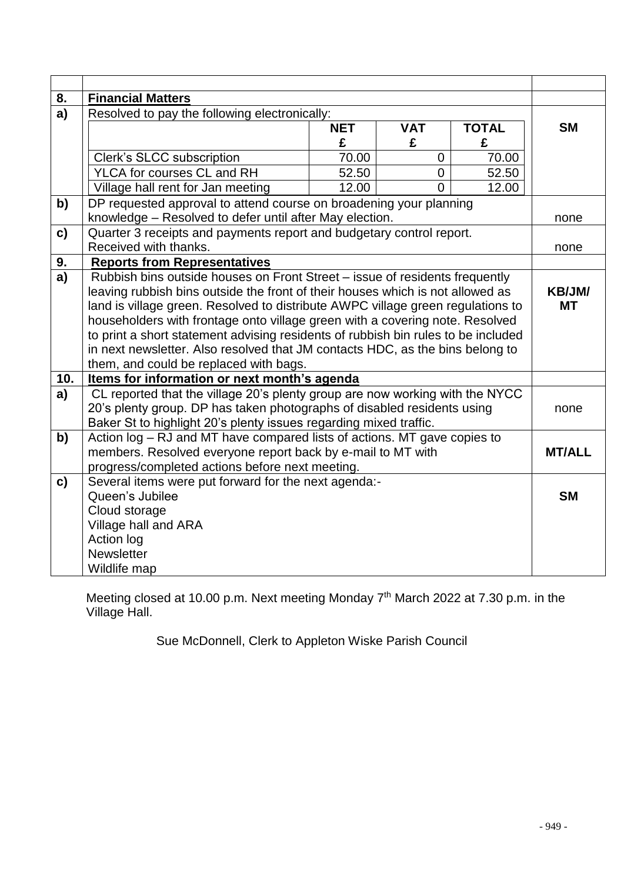| | | |
|---|---|---|
| | | |
| **8.** | **Financial Matters** | |
| **a)** | Resolved to pay the following electronically: | **SM** |
| | | NET £ | VAT £ | TOTAL £ |
| | Clerk's SLCC subscription | 70.00 | 0 | 70.00 |
| | YLCA for courses CL and RH | 52.50 | 0 | 52.50 |
| | Village hall rent for Jan meeting | 12.00 | 0 | 12.00 |
| **b)** | DP requested approval to attend course on broadening your planning knowledge – Resolved to defer until after May election. | none |
| **c)** | Quarter 3 receipts and payments report and budgetary control report. Received with thanks. | none |
| **9.** | **Reports from Representatives** | |
| **a)** | Rubbish bins outside houses on Front Street – issue of residents frequently leaving rubbish bins outside the front of their houses which is not allowed as land is village green. Resolved to distribute AWPC village green regulations to householders with frontage onto village green with a covering note. Resolved to print a short statement advising residents of rubbish bin rules to be included in next newsletter. Also resolved that JM contacts HDC, as the bins belong to them, and could be replaced with bags. | **KB/JM/ MT** |
| **10.** | **Items for information or next month's agenda** | |
| **a)** | CL reported that the village 20's plenty group are now working with the NYCC 20's plenty group. DP has taken photographs of disabled residents using Baker St to highlight 20's plenty issues regarding mixed traffic. | none |
| **b)** | Action log – RJ and MT have compared lists of actions. MT gave copies to members. Resolved everyone report back by e-mail to MT with progress/completed actions before next meeting. | **MT/ALL** |
| **c)** | Several items were put forward for the next agenda:-<br>Queen's Jubilee<br>Cloud storage<br>Village hall and ARA<br>Action log<br>Newsletter<br>Wildlife map | **SM** |

Meeting closed at 10.00 p.m. Next meeting Monday 7th March 2022 at 7.30 p.m. in the Village Hall.

Sue McDonnell, Clerk to Appleton Wiske Parish Council